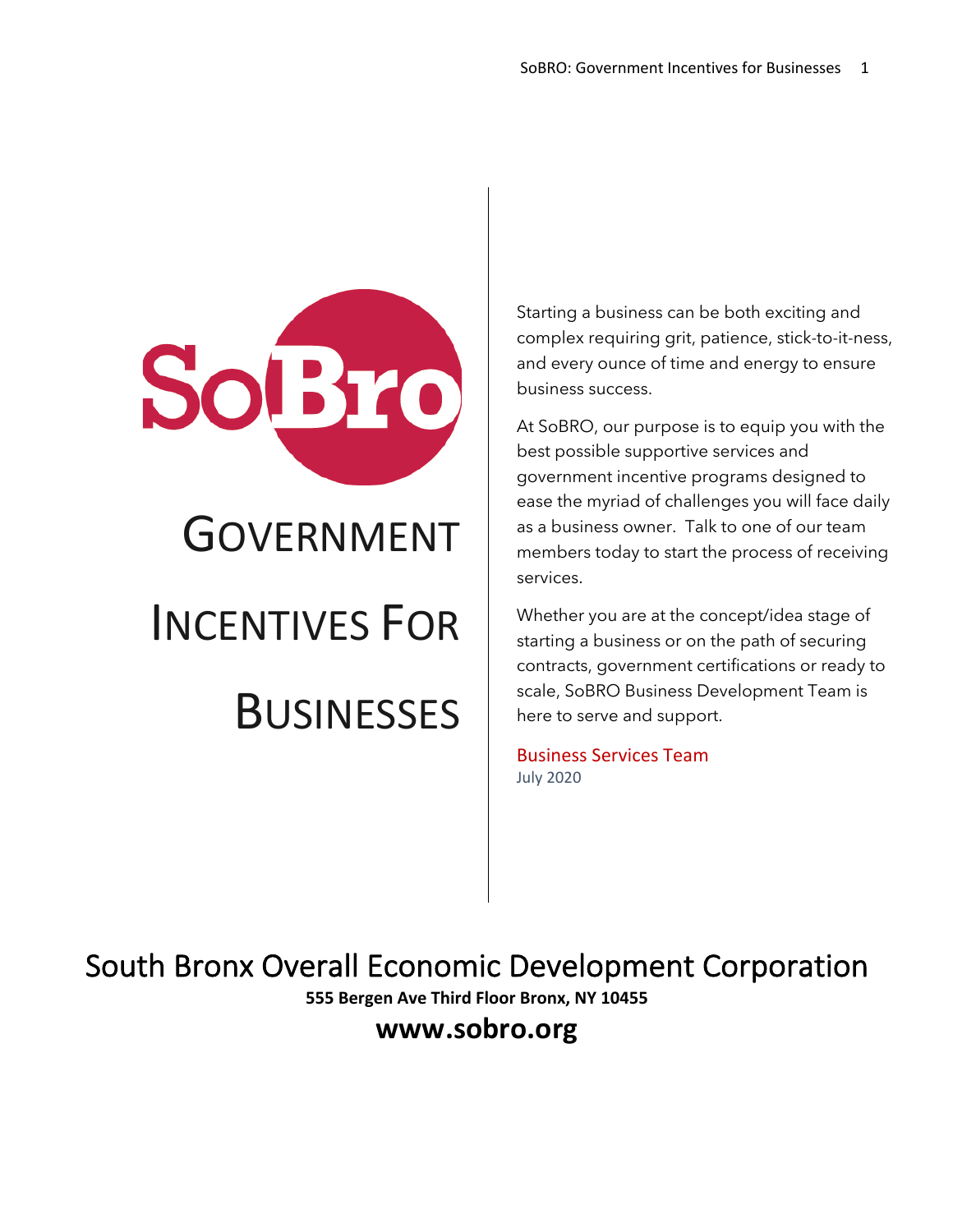SoBro

# Government Incentives For Businesses

Starting a business can be both exciting and complex requiring grit, patience, stick-to-it-ness, and every ounce of time and energy to ensure business success.

At SoBRO, our purpose is to equip you with the best possible supportive services and government incentive programs designed to ease the myriad of challenges you will face daily as a business owner. Talk to one of our team members today to start the process of receiving services.

Whether you are at the concept/idea stage of starting a business or on the path of securing contracts, government certifications or ready to scale, SoBRO Business Development Team is here to serve and support.

Business Services Team
July 2020

## South Bronx Overall Economic Development Corporation

**555 Bergen Ave Third Floor Bronx, NY 10455**

**www.sobro.org**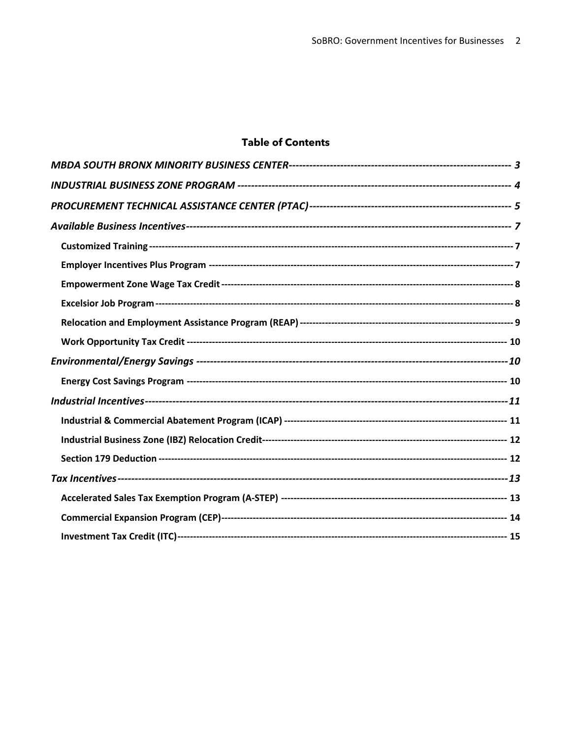## Table of Contents

*MBDA SOUTH BRONX MINORITY BUSINESS CENTER* ---------- *3*

*INDUSTRIAL BUSINESS ZONE PROGRAM* ---------- *4*

*PROCUREMENT TECHNICAL ASSISTANCE CENTER (PTAC)* ---------- *5*

*Available Business Incentives* ---------- *7*

- **Customized Training** ---------- 7
- **Employer Incentives Plus Program** ---------- 7
- **Empowerment Zone Wage Tax Credit** ---------- 8
- **Excelsior Job Program** ---------- 8
- **Relocation and Employment Assistance Program (REAP)** ---------- 9
- **Work Opportunity Tax Credit** ---------- 10

*Environmental/Energy Savings* ---------- *10*

- **Energy Cost Savings Program** ---------- 10

*Industrial Incentives* ---------- *11*

- **Industrial & Commercial Abatement Program (ICAP)** ---------- 11
- **Industrial Business Zone (IBZ) Relocation Credit** ---------- 12
- **Section 179 Deduction** ---------- 12

*Tax Incentives* ---------- *13*

- **Accelerated Sales Tax Exemption Program (A-STEP)** ---------- 13
- **Commercial Expansion Program (CEP)** ---------- 14
- **Investment Tax Credit (ITC)** ---------- 15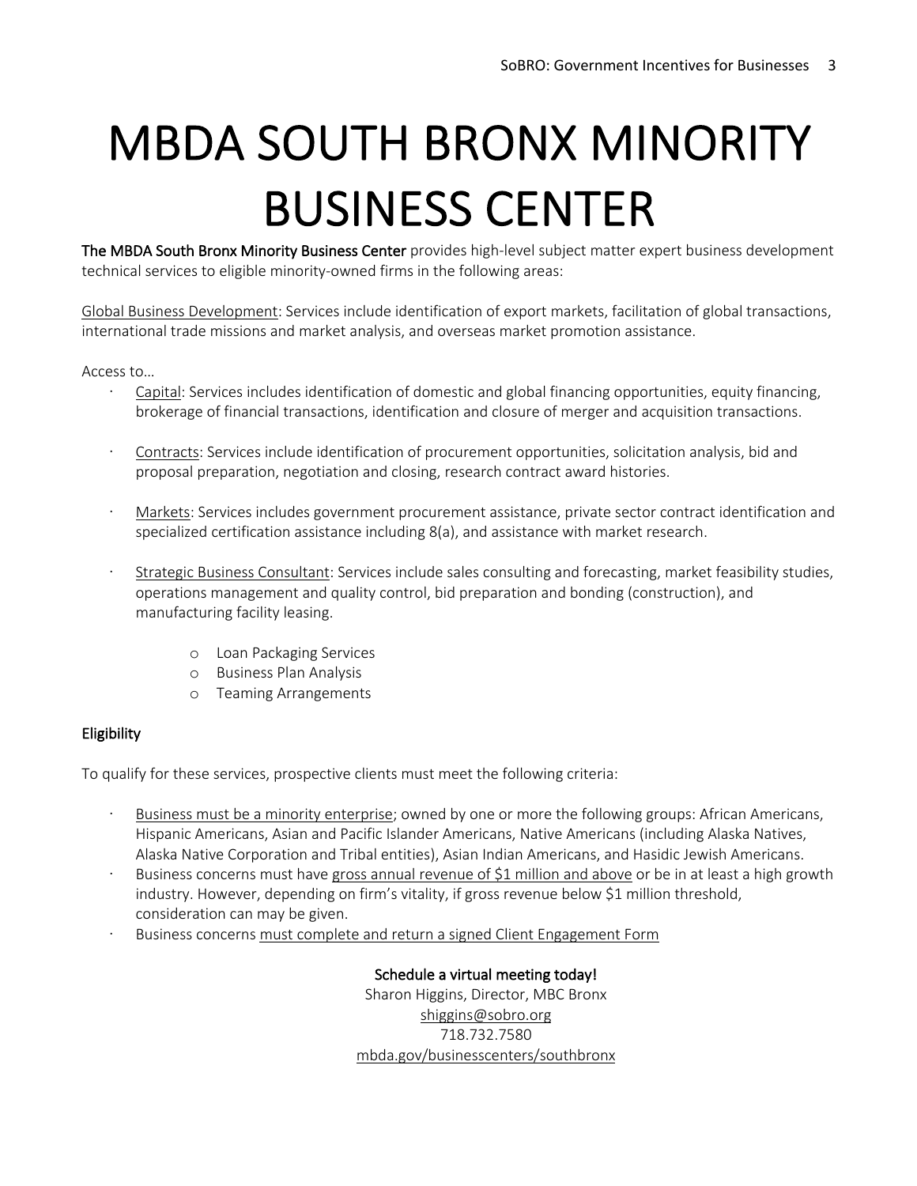# MBDA SOUTH BRONX MINORITY BUSINESS CENTER

**The MBDA South Bronx Minority Business Center** provides high-level subject matter expert business development technical services to eligible minority-owned firms in the following areas:

Global Business Development: Services include identification of export markets, facilitation of global transactions, international trade missions and market analysis, and overseas market promotion assistance.

Access to…

- Capital: Services includes identification of domestic and global financing opportunities, equity financing, brokerage of financial transactions, identification and closure of merger and acquisition transactions.
- Contracts: Services include identification of procurement opportunities, solicitation analysis, bid and proposal preparation, negotiation and closing, research contract award histories.
- Markets: Services includes government procurement assistance, private sector contract identification and specialized certification assistance including 8(a), and assistance with market research.
- Strategic Business Consultant: Services include sales consulting and forecasting, market feasibility studies, operations management and quality control, bid preparation and bonding (construction), and manufacturing facility leasing.
    - Loan Packaging Services
    - Business Plan Analysis
    - Teaming Arrangements

**Eligibility**

To qualify for these services, prospective clients must meet the following criteria:

- Business must be a minority enterprise; owned by one or more the following groups: African Americans, Hispanic Americans, Asian and Pacific Islander Americans, Native Americans (including Alaska Natives, Alaska Native Corporation and Tribal entities), Asian Indian Americans, and Hasidic Jewish Americans.
- Business concerns must have gross annual revenue of $1 million and above or be in at least a high growth industry. However, depending on firm's vitality, if gross revenue below $1 million threshold, consideration can may be given.
- Business concerns must complete and return a signed Client Engagement Form

**Schedule a virtual meeting today!**
Sharon Higgins, Director, MBC Bronx
shiggins@sobro.org
718.732.7580
mbda.gov/businesscenters/southbronx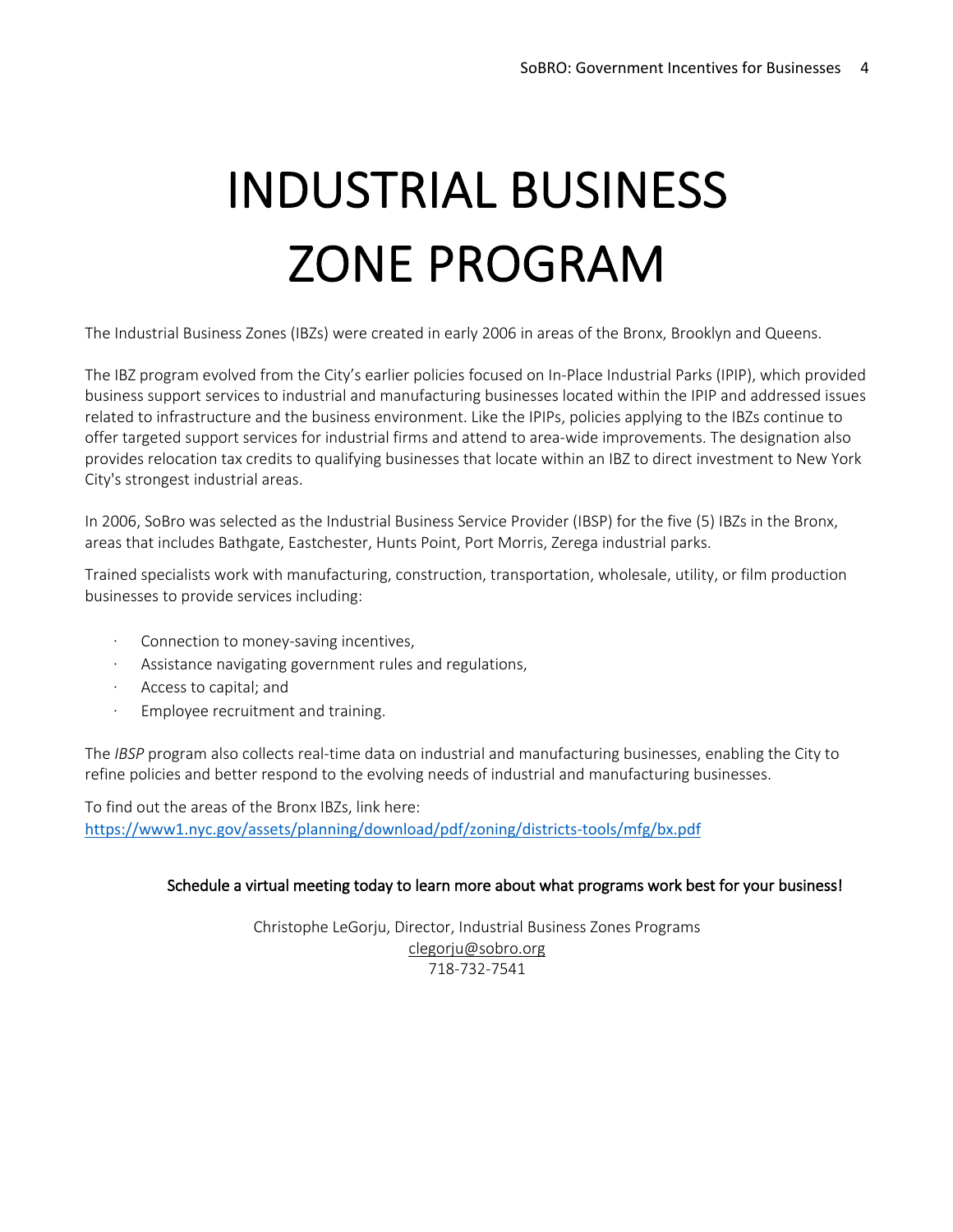# INDUSTRIAL BUSINESS ZONE PROGRAM

The Industrial Business Zones (IBZs) were created in early 2006 in areas of the Bronx, Brooklyn and Queens.

The IBZ program evolved from the City's earlier policies focused on In-Place Industrial Parks (IPIP), which provided business support services to industrial and manufacturing businesses located within the IPIP and addressed issues related to infrastructure and the business environment. Like the IPIPs, policies applying to the IBZs continue to offer targeted support services for industrial firms and attend to area-wide improvements. The designation also provides relocation tax credits to qualifying businesses that locate within an IBZ to direct investment to New York City's strongest industrial areas.

In 2006, SoBro was selected as the Industrial Business Service Provider (IBSP) for the five (5) IBZs in the Bronx, areas that includes Bathgate, Eastchester, Hunts Point, Port Morris, Zerega industrial parks.

Trained specialists work with manufacturing, construction, transportation, wholesale, utility, or film production businesses to provide services including:

- Connection to money-saving incentives,
- Assistance navigating government rules and regulations,
- Access to capital; and
- Employee recruitment and training.

The *IBSP* program also collects real-time data on industrial and manufacturing businesses, enabling the City to refine policies and better respond to the evolving needs of industrial and manufacturing businesses.

To find out the areas of the Bronx IBZs, link here:
https://www1.nyc.gov/assets/planning/download/pdf/zoning/districts-tools/mfg/bx.pdf

Schedule a virtual meeting today to learn more about what programs work best for your business!

Christophe LeGorju, Director, Industrial Business Zones Programs
clegorju@sobro.org
718-732-7541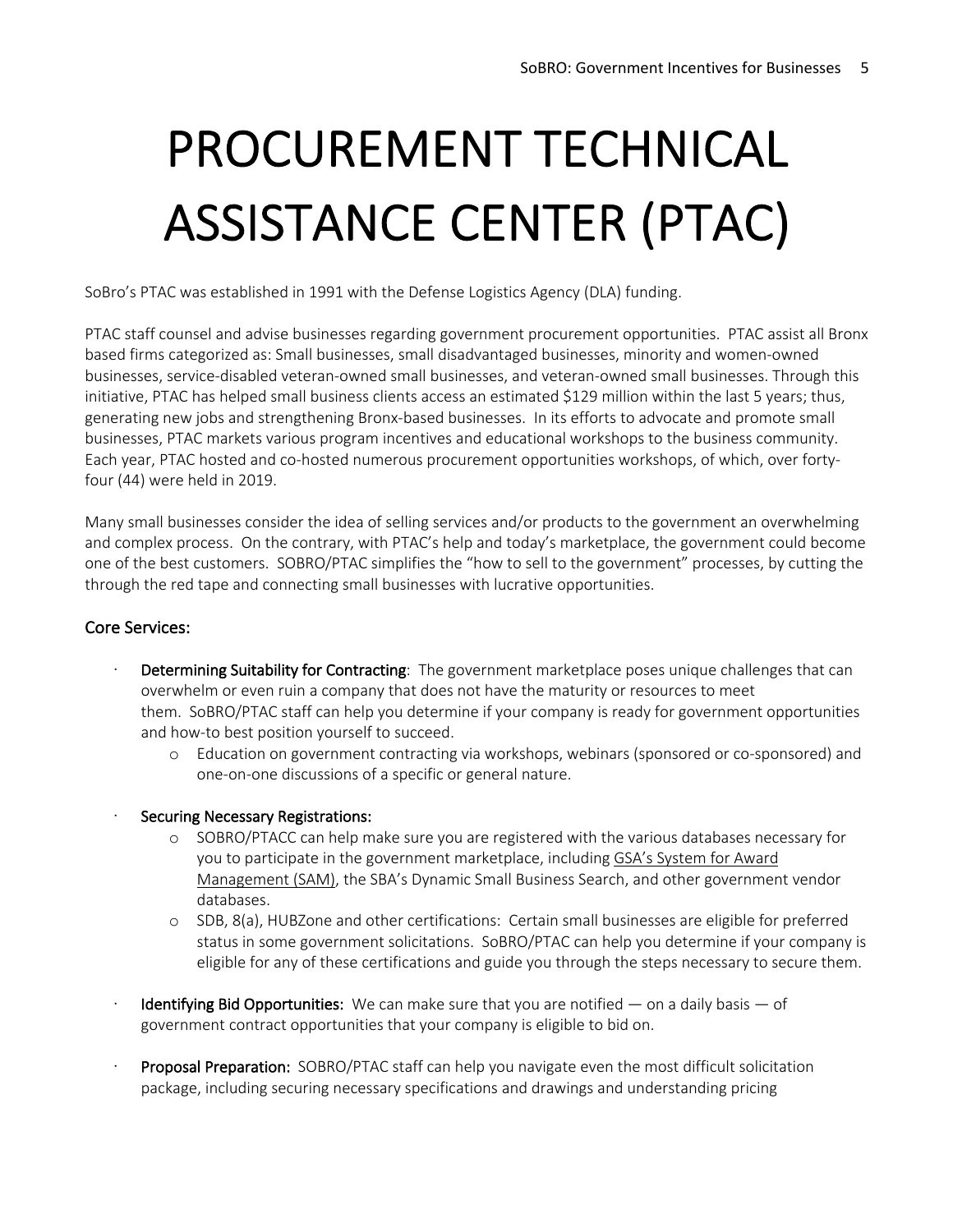# PROCUREMENT TECHNICAL ASSISTANCE CENTER (PTAC)

SoBro's PTAC was established in 1991 with the Defense Logistics Agency (DLA) funding.

PTAC staff counsel and advise businesses regarding government procurement opportunities. PTAC assist all Bronx based firms categorized as: Small businesses, small disadvantaged businesses, minority and women-owned businesses, service-disabled veteran-owned small businesses, and veteran-owned small businesses. Through this initiative, PTAC has helped small business clients access an estimated $129 million within the last 5 years; thus, generating new jobs and strengthening Bronx-based businesses. In its efforts to advocate and promote small businesses, PTAC markets various program incentives and educational workshops to the business community. Each year, PTAC hosted and co-hosted numerous procurement opportunities workshops, of which, over forty-four (44) were held in 2019.

Many small businesses consider the idea of selling services and/or products to the government an overwhelming and complex process. On the contrary, with PTAC's help and today's marketplace, the government could become one of the best customers. SOBRO/PTAC simplifies the "how to sell to the government" processes, by cutting the through the red tape and connecting small businesses with lucrative opportunities.

## Core Services:

- **Determining Suitability for Contracting**: The government marketplace poses unique challenges that can overwhelm or even ruin a company that does not have the maturity or resources to meet them. SoBRO/PTAC staff can help you determine if your company is ready for government opportunities and how-to best position yourself to succeed.
  - Education on government contracting via workshops, webinars (sponsored or co-sponsored) and one-on-one discussions of a specific or general nature.

- **Securing Necessary Registrations:**
  - SOBRO/PTACC can help make sure you are registered with the various databases necessary for you to participate in the government marketplace, including GSA's System for Award Management (SAM), the SBA's Dynamic Small Business Search, and other government vendor databases.
  - SDB, 8(a), HUBZone and other certifications: Certain small businesses are eligible for preferred status in some government solicitations. SoBRO/PTAC can help you determine if your company is eligible for any of these certifications and guide you through the steps necessary to secure them.

- **Identifying Bid Opportunities:** We can make sure that you are notified — on a daily basis — of government contract opportunities that your company is eligible to bid on.

- **Proposal Preparation:** SOBRO/PTAC staff can help you navigate even the most difficult solicitation package, including securing necessary specifications and drawings and understanding pricing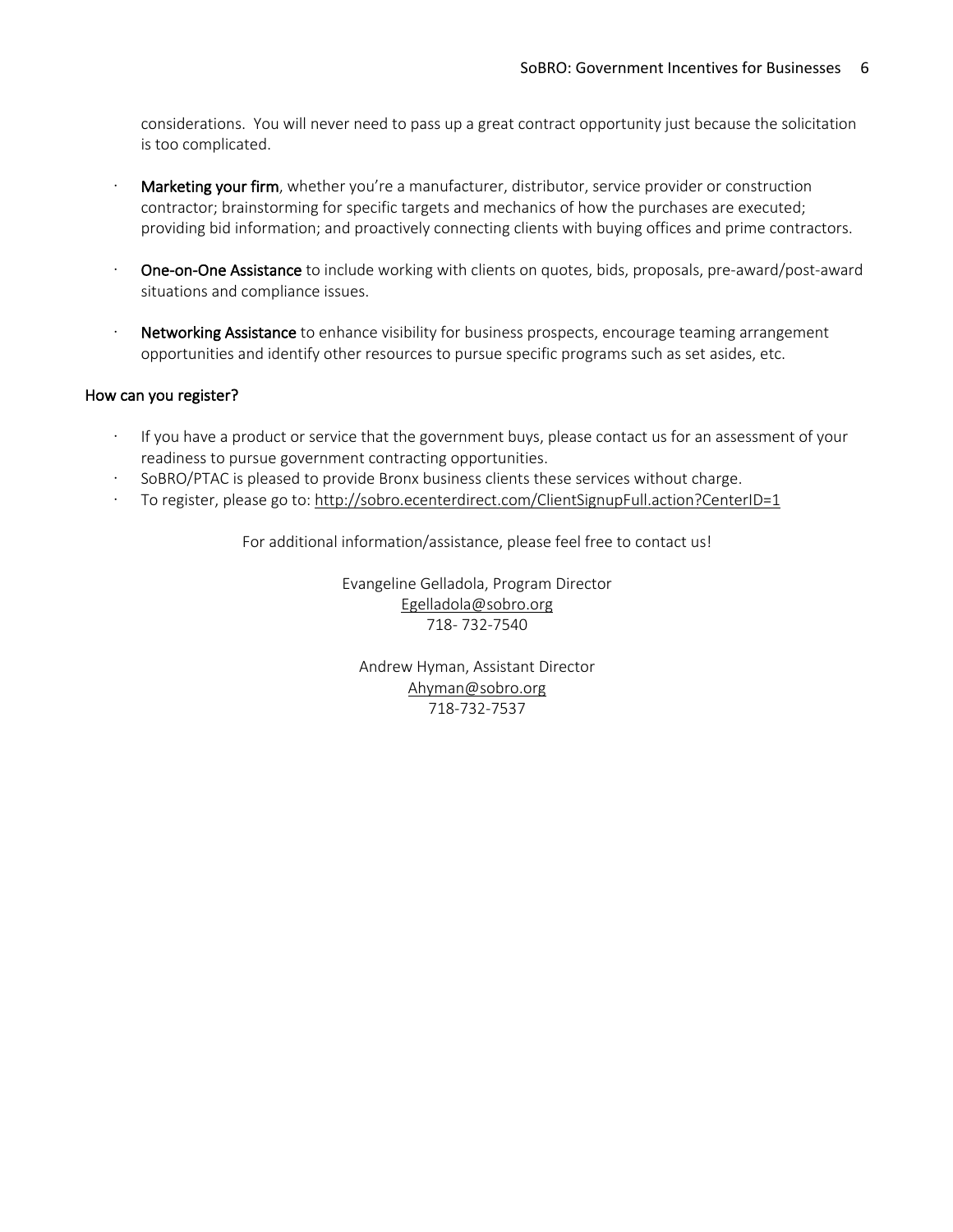considerations. You will never need to pass up a great contract opportunity just because the solicitation is too complicated.

- **Marketing your firm**, whether you're a manufacturer, distributor, service provider or construction contractor; brainstorming for specific targets and mechanics of how the purchases are executed; providing bid information; and proactively connecting clients with buying offices and prime contractors.

- **One-on-One Assistance** to include working with clients on quotes, bids, proposals, pre-award/post-award situations and compliance issues.

- **Networking Assistance** to enhance visibility for business prospects, encourage teaming arrangement opportunities and identify other resources to pursue specific programs such as set asides, etc.

How can you register?

- If you have a product or service that the government buys, please contact us for an assessment of your readiness to pursue government contracting opportunities.
- SoBRO/PTAC is pleased to provide Bronx business clients these services without charge.
- To register, please go to: http://sobro.ecenterdirect.com/ClientSignupFull.action?CenterID=1

For additional information/assistance, please feel free to contact us!

Evangeline Gelladola, Program Director
Egelladola@sobro.org
718- 732-7540

Andrew Hyman, Assistant Director
Ahyman@sobro.org
718-732-7537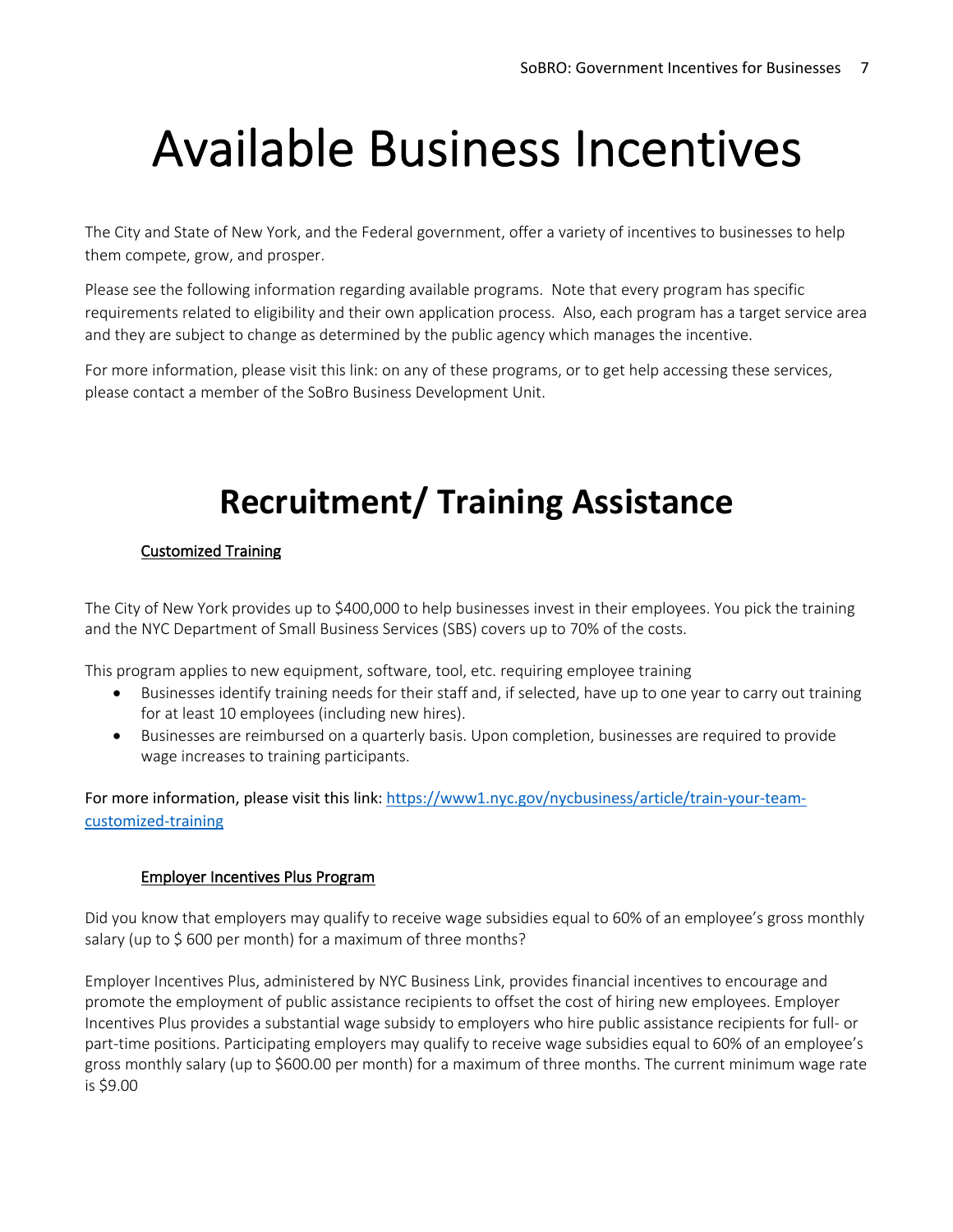# Available Business Incentives

The City and State of New York, and the Federal government, offer a variety of incentives to businesses to help them compete, grow, and prosper.

Please see the following information regarding available programs. Note that every program has specific requirements related to eligibility and their own application process. Also, each program has a target service area and they are subject to change as determined by the public agency which manages the incentive.

For more information, please visit this link: on any of these programs, or to get help accessing these services, please contact a member of the SoBro Business Development Unit.

## Recruitment/ Training Assistance

### Customized Training

The City of New York provides up to $400,000 to help businesses invest in their employees. You pick the training and the NYC Department of Small Business Services (SBS) covers up to 70% of the costs.

This program applies to new equipment, software, tool, etc. requiring employee training

- Businesses identify training needs for their staff and, if selected, have up to one year to carry out training for at least 10 employees (including new hires).
- Businesses are reimbursed on a quarterly basis. Upon completion, businesses are required to provide wage increases to training participants.

For more information, please visit this link: [https://www1.nyc.gov/nycbusiness/article/train-your-team-customized-training](https://www1.nyc.gov/nycbusiness/article/train-your-team-customized-training)

### Employer Incentives Plus Program

Did you know that employers may qualify to receive wage subsidies equal to 60% of an employee's gross monthly salary (up to $ 600 per month) for a maximum of three months?

Employer Incentives Plus, administered by NYC Business Link, provides financial incentives to encourage and promote the employment of public assistance recipients to offset the cost of hiring new employees. Employer Incentives Plus provides a substantial wage subsidy to employers who hire public assistance recipients for full- or part-time positions. Participating employers may qualify to receive wage subsidies equal to 60% of an employee's gross monthly salary (up to $600.00 per month) for a maximum of three months. The current minimum wage rate is $9.00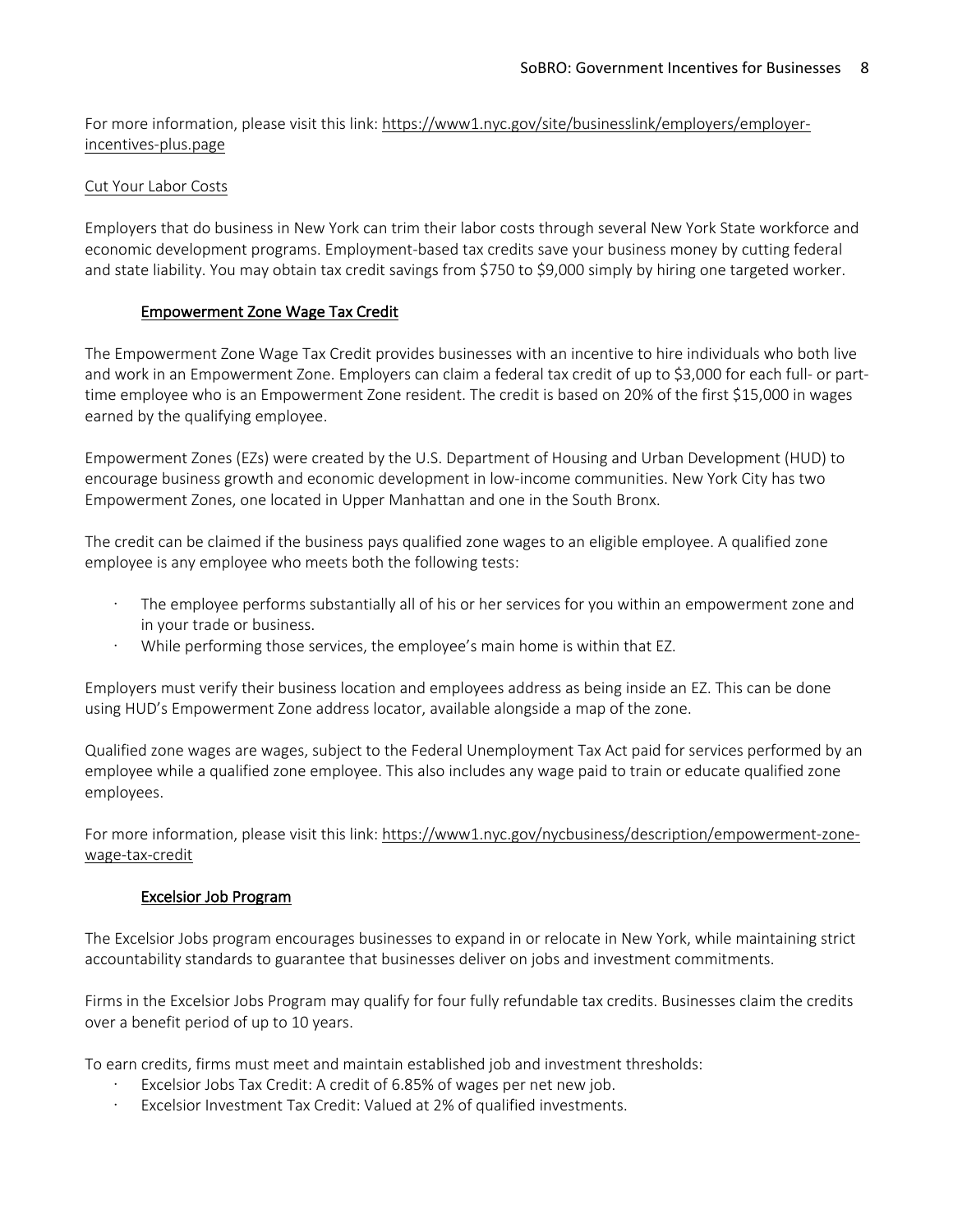For more information, please visit this link: https://www1.nyc.gov/site/businesslink/employers/employer-incentives-plus.page

## Cut Your Labor Costs

Employers that do business in New York can trim their labor costs through several New York State workforce and economic development programs. Employment-based tax credits save your business money by cutting federal and state liability. You may obtain tax credit savings from $750 to $9,000 simply by hiring one targeted worker.

### Empowerment Zone Wage Tax Credit

The Empowerment Zone Wage Tax Credit provides businesses with an incentive to hire individuals who both live and work in an Empowerment Zone. Employers can claim a federal tax credit of up to $3,000 for each full- or part-time employee who is an Empowerment Zone resident. The credit is based on 20% of the first $15,000 in wages earned by the qualifying employee.

Empowerment Zones (EZs) were created by the U.S. Department of Housing and Urban Development (HUD) to encourage business growth and economic development in low-income communities. New York City has two Empowerment Zones, one located in Upper Manhattan and one in the South Bronx.

The credit can be claimed if the business pays qualified zone wages to an eligible employee. A qualified zone employee is any employee who meets both the following tests:

- The employee performs substantially all of his or her services for you within an empowerment zone and in your trade or business.
- While performing those services, the employee's main home is within that EZ.

Employers must verify their business location and employees address as being inside an EZ. This can be done using HUD's Empowerment Zone address locator, available alongside a map of the zone.

Qualified zone wages are wages, subject to the Federal Unemployment Tax Act paid for services performed by an employee while a qualified zone employee. This also includes any wage paid to train or educate qualified zone employees.

For more information, please visit this link: https://www1.nyc.gov/nycbusiness/description/empowerment-zone-wage-tax-credit

### Excelsior Job Program

The Excelsior Jobs program encourages businesses to expand in or relocate in New York, while maintaining strict accountability standards to guarantee that businesses deliver on jobs and investment commitments.

Firms in the Excelsior Jobs Program may qualify for four fully refundable tax credits. Businesses claim the credits over a benefit period of up to 10 years.

To earn credits, firms must meet and maintain established job and investment thresholds:

- Excelsior Jobs Tax Credit: A credit of 6.85% of wages per net new job.
- Excelsior Investment Tax Credit: Valued at 2% of qualified investments.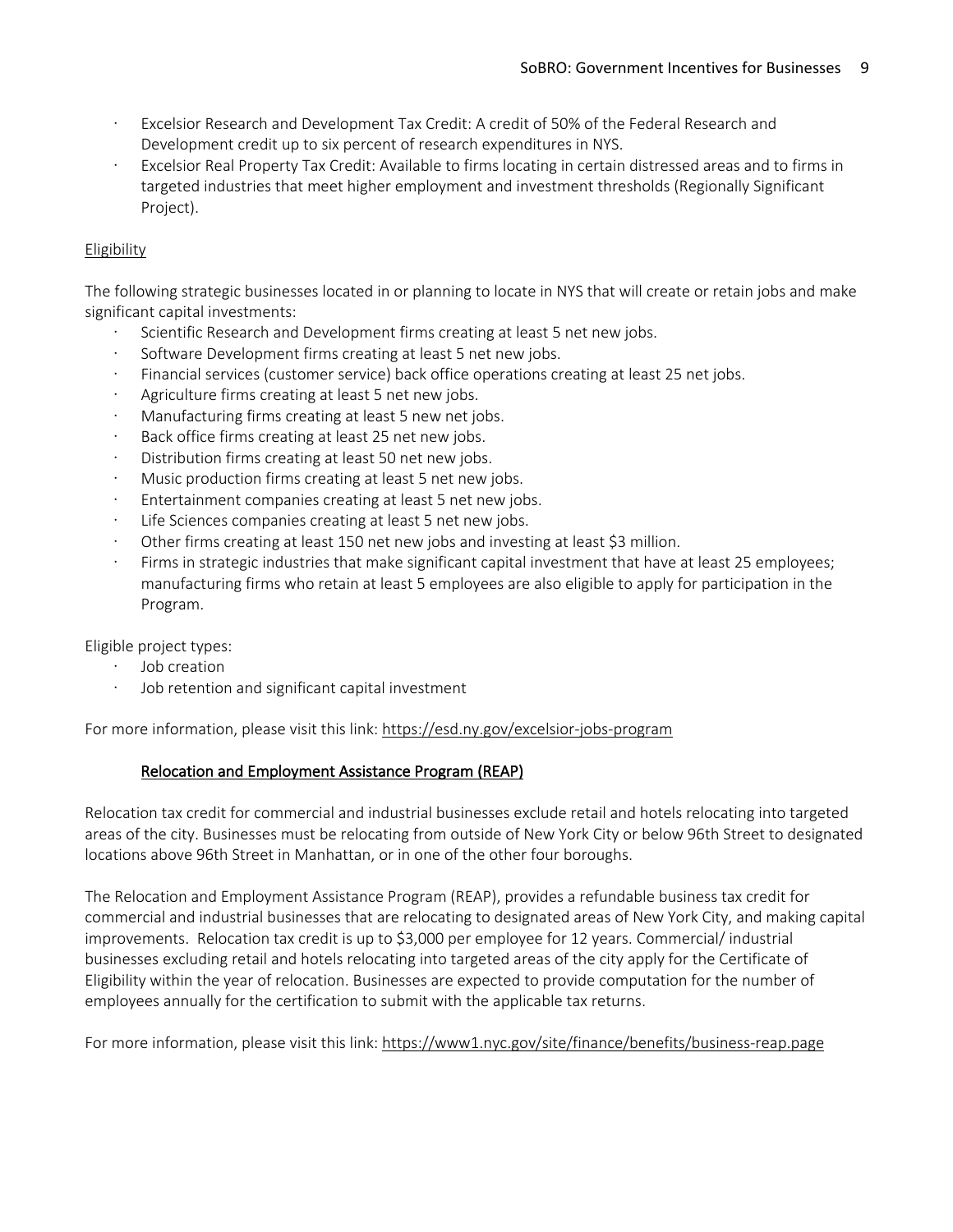- Excelsior Research and Development Tax Credit: A credit of 50% of the Federal Research and Development credit up to six percent of research expenditures in NYS.
- Excelsior Real Property Tax Credit: Available to firms locating in certain distressed areas and to firms in targeted industries that meet higher employment and investment thresholds (Regionally Significant Project).

Eligibility

The following strategic businesses located in or planning to locate in NYS that will create or retain jobs and make significant capital investments:

- Scientific Research and Development firms creating at least 5 net new jobs.
- Software Development firms creating at least 5 net new jobs.
- Financial services (customer service) back office operations creating at least 25 net jobs.
- Agriculture firms creating at least 5 net new jobs.
- Manufacturing firms creating at least 5 new net jobs.
- Back office firms creating at least 25 net new jobs.
- Distribution firms creating at least 50 net new jobs.
- Music production firms creating at least 5 net new jobs.
- Entertainment companies creating at least 5 net new jobs.
- Life Sciences companies creating at least 5 net new jobs.
- Other firms creating at least 150 net new jobs and investing at least $3 million.
- Firms in strategic industries that make significant capital investment that have at least 25 employees; manufacturing firms who retain at least 5 employees are also eligible to apply for participation in the Program.

Eligible project types:

- Job creation
- Job retention and significant capital investment

For more information, please visit this link: https://esd.ny.gov/excelsior-jobs-program

## Relocation and Employment Assistance Program (REAP)

Relocation tax credit for commercial and industrial businesses exclude retail and hotels relocating into targeted areas of the city. Businesses must be relocating from outside of New York City or below 96th Street to designated locations above 96th Street in Manhattan, or in one of the other four boroughs.

The Relocation and Employment Assistance Program (REAP), provides a refundable business tax credit for commercial and industrial businesses that are relocating to designated areas of New York City, and making capital improvements. Relocation tax credit is up to $3,000 per employee for 12 years. Commercial/ industrial businesses excluding retail and hotels relocating into targeted areas of the city apply for the Certificate of Eligibility within the year of relocation. Businesses are expected to provide computation for the number of employees annually for the certification to submit with the applicable tax returns.

For more information, please visit this link: https://www1.nyc.gov/site/finance/benefits/business-reap.page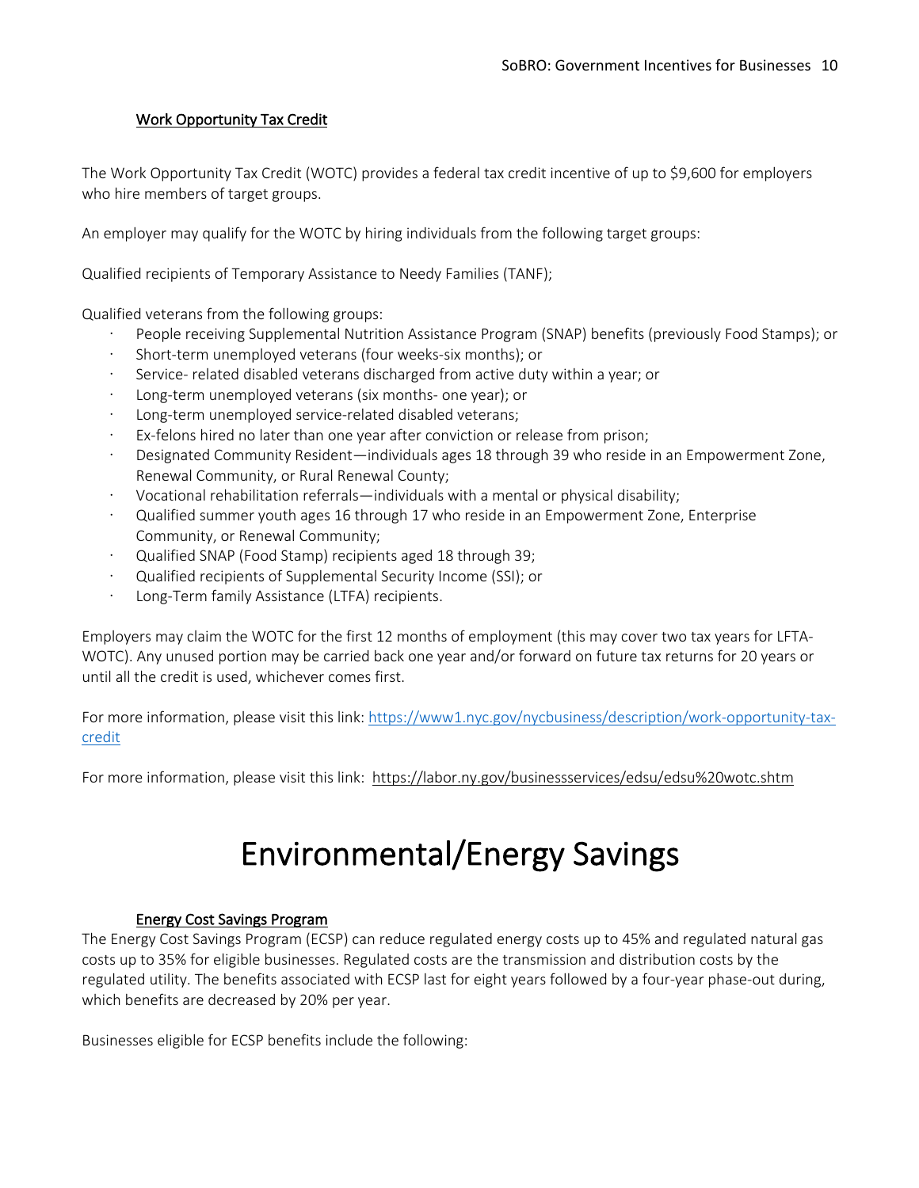### Work Opportunity Tax Credit

The Work Opportunity Tax Credit (WOTC) provides a federal tax credit incentive of up to $9,600 for employers who hire members of target groups.

An employer may qualify for the WOTC by hiring individuals from the following target groups:

Qualified recipients of Temporary Assistance to Needy Families (TANF);

Qualified veterans from the following groups:

- People receiving Supplemental Nutrition Assistance Program (SNAP) benefits (previously Food Stamps); or
- Short-term unemployed veterans (four weeks-six months); or
- Service- related disabled veterans discharged from active duty within a year; or
- Long-term unemployed veterans (six months- one year); or
- Long-term unemployed service-related disabled veterans;
- Ex-felons hired no later than one year after conviction or release from prison;
- Designated Community Resident—individuals ages 18 through 39 who reside in an Empowerment Zone, Renewal Community, or Rural Renewal County;
- Vocational rehabilitation referrals—individuals with a mental or physical disability;
- Qualified summer youth ages 16 through 17 who reside in an Empowerment Zone, Enterprise Community, or Renewal Community;
- Qualified SNAP (Food Stamp) recipients aged 18 through 39;
- Qualified recipients of Supplemental Security Income (SSI); or
- Long-Term family Assistance (LTFA) recipients.

Employers may claim the WOTC for the first 12 months of employment (this may cover two tax years for LFTA-WOTC). Any unused portion may be carried back one year and/or forward on future tax returns for 20 years or until all the credit is used, whichever comes first.

For more information, please visit this link: https://www1.nyc.gov/nycbusiness/description/work-opportunity-tax-credit

For more information, please visit this link: https://labor.ny.gov/businessservices/edsu/edsu%20wotc.shtm

# Environmental/Energy Savings

### Energy Cost Savings Program

The Energy Cost Savings Program (ECSP) can reduce regulated energy costs up to 45% and regulated natural gas costs up to 35% for eligible businesses. Regulated costs are the transmission and distribution costs by the regulated utility. The benefits associated with ECSP last for eight years followed by a four-year phase-out during, which benefits are decreased by 20% per year.

Businesses eligible for ECSP benefits include the following: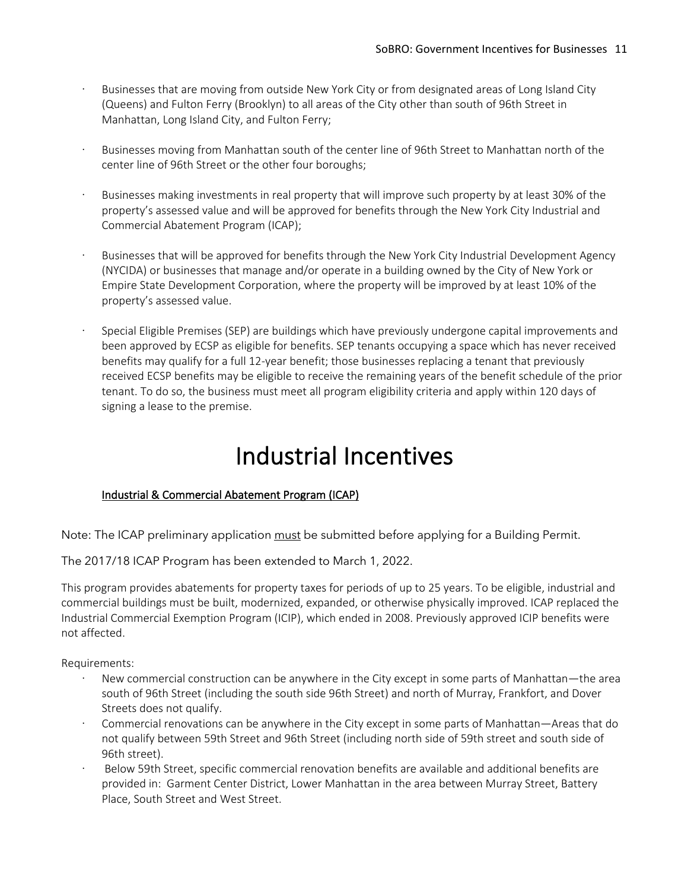- Businesses that are moving from outside New York City or from designated areas of Long Island City (Queens) and Fulton Ferry (Brooklyn) to all areas of the City other than south of 96th Street in Manhattan, Long Island City, and Fulton Ferry;
- Businesses moving from Manhattan south of the center line of 96th Street to Manhattan north of the center line of 96th Street or the other four boroughs;
- Businesses making investments in real property that will improve such property by at least 30% of the property's assessed value and will be approved for benefits through the New York City Industrial and Commercial Abatement Program (ICAP);
- Businesses that will be approved for benefits through the New York City Industrial Development Agency (NYCIDA) or businesses that manage and/or operate in a building owned by the City of New York or Empire State Development Corporation, where the property will be improved by at least 10% of the property's assessed value.
- Special Eligible Premises (SEP) are buildings which have previously undergone capital improvements and been approved by ECSP as eligible for benefits. SEP tenants occupying a space which has never received benefits may qualify for a full 12-year benefit; those businesses replacing a tenant that previously received ECSP benefits may be eligible to receive the remaining years of the benefit schedule of the prior tenant. To do so, the business must meet all program eligibility criteria and apply within 120 days of signing a lease to the premise.

# Industrial Incentives

## Industrial & Commercial Abatement Program (ICAP)

Note: The ICAP preliminary application must be submitted before applying for a Building Permit.

The 2017/18 ICAP Program has been extended to March 1, 2022.

This program provides abatements for property taxes for periods of up to 25 years. To be eligible, industrial and commercial buildings must be built, modernized, expanded, or otherwise physically improved. ICAP replaced the Industrial Commercial Exemption Program (ICIP), which ended in 2008. Previously approved ICIP benefits were not affected.

Requirements:

- New commercial construction can be anywhere in the City except in some parts of Manhattan—the area south of 96th Street (including the south side 96th Street) and north of Murray, Frankfort, and Dover Streets does not qualify.
- Commercial renovations can be anywhere in the City except in some parts of Manhattan—Areas that do not qualify between 59th Street and 96th Street (including north side of 59th street and south side of 96th street).
- Below 59th Street, specific commercial renovation benefits are available and additional benefits are provided in: Garment Center District, Lower Manhattan in the area between Murray Street, Battery Place, South Street and West Street.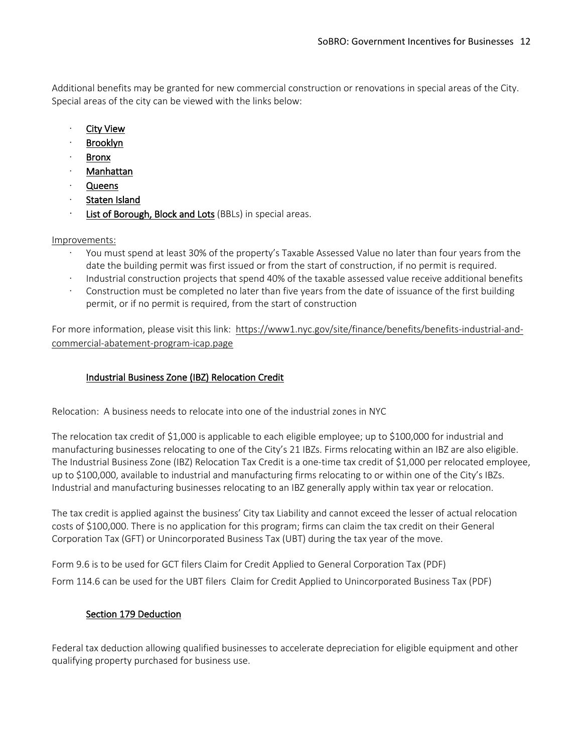Additional benefits may be granted for new commercial construction or renovations in special areas of the City. Special areas of the city can be viewed with the links below:

- City View
- Brooklyn
- Bronx
- Manhattan
- Queens
- Staten Island
- List of Borough, Block and Lots (BBLs) in special areas.

Improvements:

- You must spend at least 30% of the property's Taxable Assessed Value no later than four years from the date the building permit was first issued or from the start of construction, if no permit is required.
- Industrial construction projects that spend 40% of the taxable assessed value receive additional benefits
- Construction must be completed no later than five years from the date of issuance of the first building permit, or if no permit is required, from the start of construction

For more information, please visit this link: https://www1.nyc.gov/site/finance/benefits/benefits-industrial-and-commercial-abatement-program-icap.page

## Industrial Business Zone (IBZ) Relocation Credit

Relocation: A business needs to relocate into one of the industrial zones in NYC

The relocation tax credit of $1,000 is applicable to each eligible employee; up to $100,000 for industrial and manufacturing businesses relocating to one of the City's 21 IBZs. Firms relocating within an IBZ are also eligible. The Industrial Business Zone (IBZ) Relocation Tax Credit is a one-time tax credit of $1,000 per relocated employee, up to $100,000, available to industrial and manufacturing firms relocating to or within one of the City's IBZs. Industrial and manufacturing businesses relocating to an IBZ generally apply within tax year or relocation.

The tax credit is applied against the business' City tax Liability and cannot exceed the lesser of actual relocation costs of $100,000. There is no application for this program; firms can claim the tax credit on their General Corporation Tax (GFT) or Unincorporated Business Tax (UBT) during the tax year of the move.

Form 9.6 is to be used for GCT filers Claim for Credit Applied to General Corporation Tax (PDF)

Form 114.6 can be used for the UBT filers Claim for Credit Applied to Unincorporated Business Tax (PDF)

## Section 179 Deduction

Federal tax deduction allowing qualified businesses to accelerate depreciation for eligible equipment and other qualifying property purchased for business use.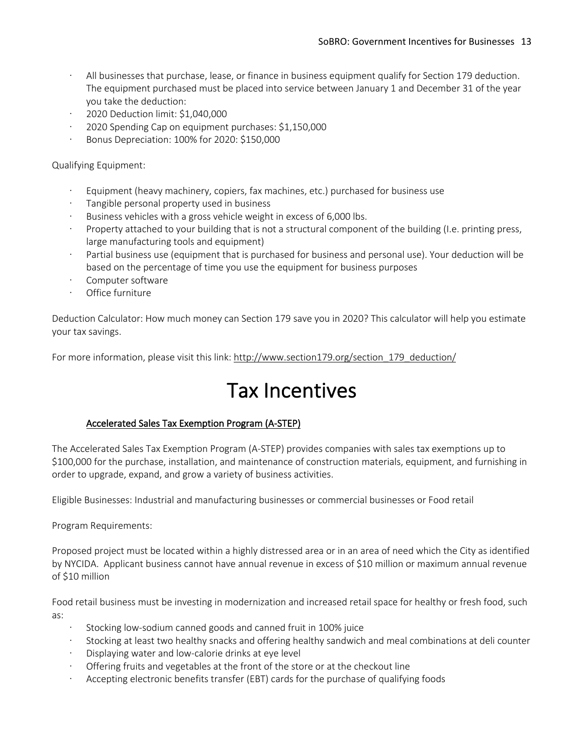- All businesses that purchase, lease, or finance in business equipment qualify for Section 179 deduction. The equipment purchased must be placed into service between January 1 and December 31 of the year you take the deduction:
- 2020 Deduction limit: $1,040,000
- 2020 Spending Cap on equipment purchases: $1,150,000
- Bonus Depreciation: 100% for 2020: $150,000

Qualifying Equipment:

- Equipment (heavy machinery, copiers, fax machines, etc.) purchased for business use
- Tangible personal property used in business
- Business vehicles with a gross vehicle weight in excess of 6,000 lbs.
- Property attached to your building that is not a structural component of the building (I.e. printing press, large manufacturing tools and equipment)
- Partial business use (equipment that is purchased for business and personal use). Your deduction will be based on the percentage of time you use the equipment for business purposes
- Computer software
- Office furniture

Deduction Calculator: How much money can Section 179 save you in 2020? This calculator will help you estimate your tax savings.

For more information, please visit this link: http://www.section179.org/section_179_deduction/

# Tax Incentives

## Accelerated Sales Tax Exemption Program (A-STEP)

The Accelerated Sales Tax Exemption Program (A-STEP) provides companies with sales tax exemptions up to $100,000 for the purchase, installation, and maintenance of construction materials, equipment, and furnishing in order to upgrade, expand, and grow a variety of business activities.

Eligible Businesses: Industrial and manufacturing businesses or commercial businesses or Food retail

Program Requirements:

Proposed project must be located within a highly distressed area or in an area of need which the City as identified by NYCIDA. Applicant business cannot have annual revenue in excess of $10 million or maximum annual revenue of $10 million

Food retail business must be investing in modernization and increased retail space for healthy or fresh food, such as:

- Stocking low-sodium canned goods and canned fruit in 100% juice
- Stocking at least two healthy snacks and offering healthy sandwich and meal combinations at deli counter
- Displaying water and low-calorie drinks at eye level
- Offering fruits and vegetables at the front of the store or at the checkout line
- Accepting electronic benefits transfer (EBT) cards for the purchase of qualifying foods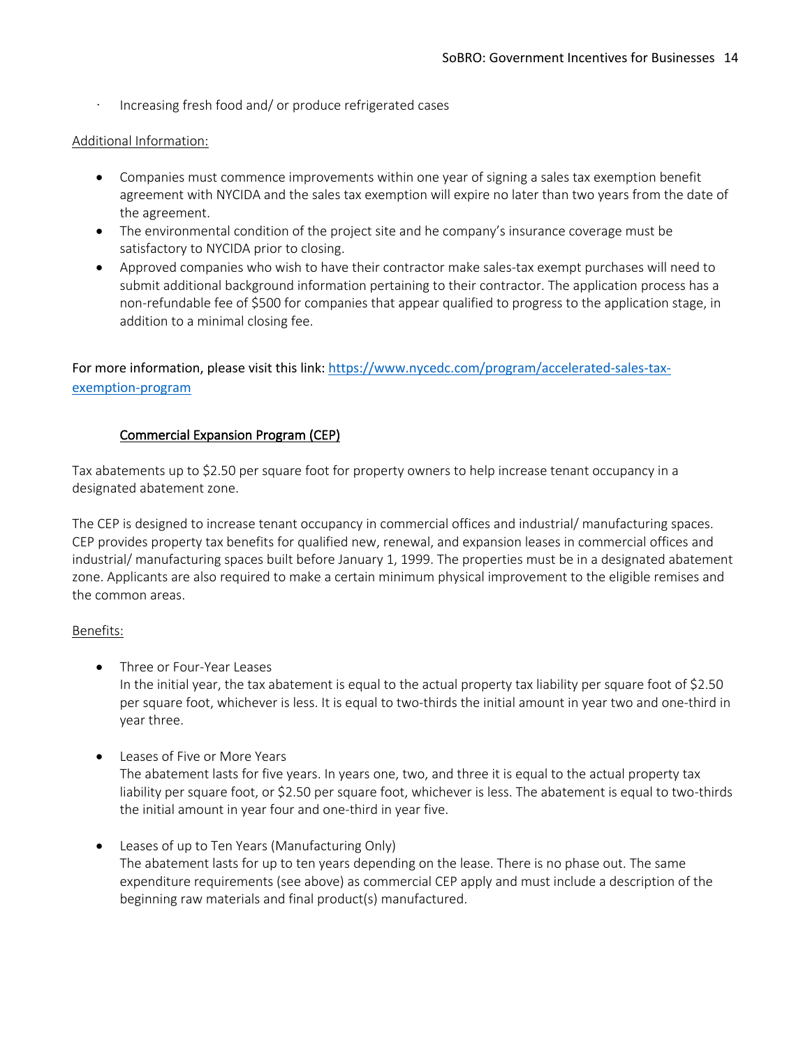· Increasing fresh food and/ or produce refrigerated cases

Additional Information:

- Companies must commence improvements within one year of signing a sales tax exemption benefit agreement with NYCIDA and the sales tax exemption will expire no later than two years from the date of the agreement.
- The environmental condition of the project site and he company's insurance coverage must be satisfactory to NYCIDA prior to closing.
- Approved companies who wish to have their contractor make sales-tax exempt purchases will need to submit additional background information pertaining to their contractor. The application process has a non-refundable fee of $500 for companies that appear qualified to progress to the application stage, in addition to a minimal closing fee.

For more information, please visit this link: [https://www.nycedc.com/program/accelerated-sales-tax-exemption-program](https://www.nycedc.com/program/accelerated-sales-tax-exemption-program)

## Commercial Expansion Program (CEP)

Tax abatements up to $2.50 per square foot for property owners to help increase tenant occupancy in a designated abatement zone.

The CEP is designed to increase tenant occupancy in commercial offices and industrial/ manufacturing spaces. CEP provides property tax benefits for qualified new, renewal, and expansion leases in commercial offices and industrial/ manufacturing spaces built before January 1, 1999. The properties must be in a designated abatement zone. Applicants are also required to make a certain minimum physical improvement to the eligible remises and the common areas.

Benefits:

- Three or Four-Year Leases
  In the initial year, the tax abatement is equal to the actual property tax liability per square foot of $2.50 per square foot, whichever is less. It is equal to two-thirds the initial amount in year two and one-third in year three.

- Leases of Five or More Years
  The abatement lasts for five years. In years one, two, and three it is equal to the actual property tax liability per square foot, or $2.50 per square foot, whichever is less. The abatement is equal to two-thirds the initial amount in year four and one-third in year five.

- Leases of up to Ten Years (Manufacturing Only)
  The abatement lasts for up to ten years depending on the lease. There is no phase out. The same expenditure requirements (see above) as commercial CEP apply and must include a description of the beginning raw materials and final product(s) manufactured.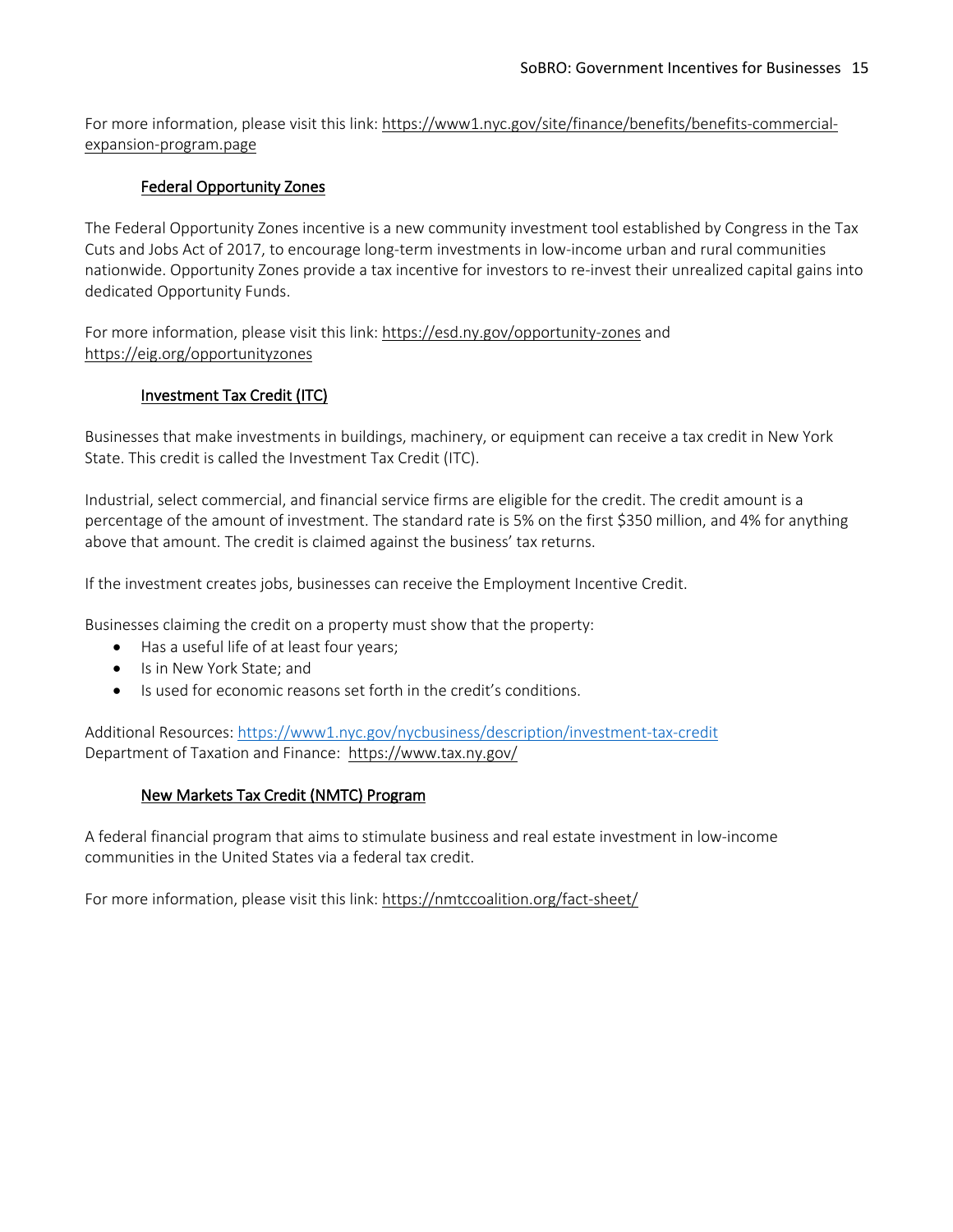For more information, please visit this link: https://www1.nyc.gov/site/finance/benefits/benefits-commercial-expansion-program.page

### Federal Opportunity Zones

The Federal Opportunity Zones incentive is a new community investment tool established by Congress in the Tax Cuts and Jobs Act of 2017, to encourage long-term investments in low-income urban and rural communities nationwide. Opportunity Zones provide a tax incentive for investors to re-invest their unrealized capital gains into dedicated Opportunity Funds.

For more information, please visit this link: https://esd.ny.gov/opportunity-zones and https://eig.org/opportunityzones

### Investment Tax Credit (ITC)

Businesses that make investments in buildings, machinery, or equipment can receive a tax credit in New York State. This credit is called the Investment Tax Credit (ITC).

Industrial, select commercial, and financial service firms are eligible for the credit. The credit amount is a percentage of the amount of investment. The standard rate is 5% on the first $350 million, and 4% for anything above that amount. The credit is claimed against the business' tax returns.

If the investment creates jobs, businesses can receive the Employment Incentive Credit.

Businesses claiming the credit on a property must show that the property:

- Has a useful life of at least four years;
- Is in New York State; and
- Is used for economic reasons set forth in the credit's conditions.

Additional Resources: https://www1.nyc.gov/nycbusiness/description/investment-tax-credit
Department of Taxation and Finance: https://www.tax.ny.gov/

### New Markets Tax Credit (NMTC) Program

A federal financial program that aims to stimulate business and real estate investment in low-income communities in the United States via a federal tax credit.

For more information, please visit this link: https://nmtccoalition.org/fact-sheet/